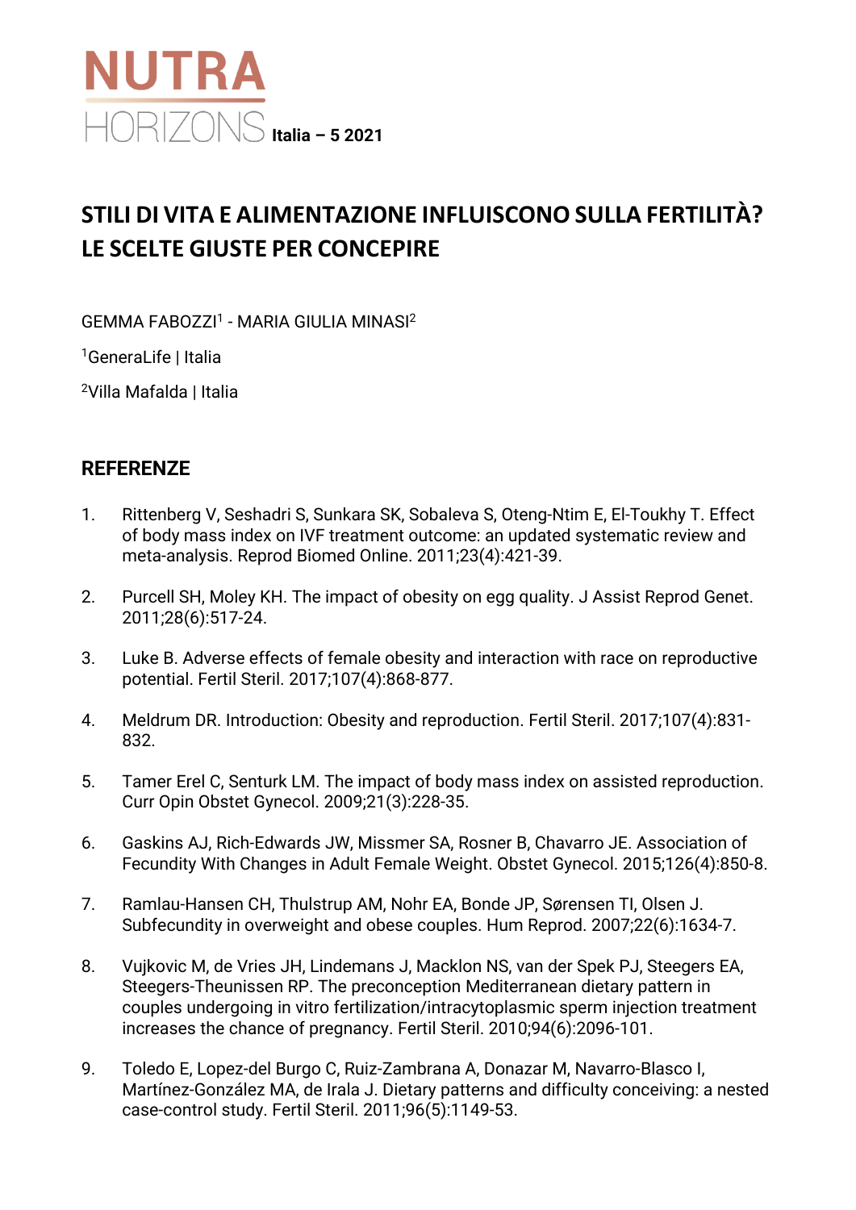NUTRA HORIZONS Italia – 5 2021

# STILI DI VITA E ALIMENTAZIONE INFLUISCONO SULLA FERTILITÀ? LE SCELTE GIUSTE PER CONCEPIRE

GEMMA FABOZZI[1] - MARIA GIULIA MINASI[2]

[1]GeneraLife | Italia

[2]Villa Mafalda | Italia

## REFERENZE

1. Rittenberg V, Seshadri S, Sunkara SK, Sobaleva S, Oteng-Ntim E, El-Toukhy T. Effect of body mass index on IVF treatment outcome: an updated systematic review and meta-analysis. Reprod Biomed Online. 2011;23(4):421-39.

2. Purcell SH, Moley KH. The impact of obesity on egg quality. J Assist Reprod Genet. 2011;28(6):517-24.

3. Luke B. Adverse effects of female obesity and interaction with race on reproductive potential. Fertil Steril. 2017;107(4):868-877.

4. Meldrum DR. Introduction: Obesity and reproduction. Fertil Steril. 2017;107(4):831-832.

5. Tamer Erel C, Senturk LM. The impact of body mass index on assisted reproduction. Curr Opin Obstet Gynecol. 2009;21(3):228-35.

6. Gaskins AJ, Rich-Edwards JW, Missmer SA, Rosner B, Chavarro JE. Association of Fecundity With Changes in Adult Female Weight. Obstet Gynecol. 2015;126(4):850-8.

7. Ramlau-Hansen CH, Thulstrup AM, Nohr EA, Bonde JP, Sørensen TI, Olsen J. Subfecundity in overweight and obese couples. Hum Reprod. 2007;22(6):1634-7.

8. Vujkovic M, de Vries JH, Lindemans J, Macklon NS, van der Spek PJ, Steegers EA, Steegers-Theunissen RP. The preconception Mediterranean dietary pattern in couples undergoing in vitro fertilization/intracytoplasmic sperm injection treatment increases the chance of pregnancy. Fertil Steril. 2010;94(6):2096-101.

9. Toledo E, Lopez-del Burgo C, Ruiz-Zambrana A, Donazar M, Navarro-Blasco I, Martínez-González MA, de Irala J. Dietary patterns and difficulty conceiving: a nested case-control study. Fertil Steril. 2011;96(5):1149-53.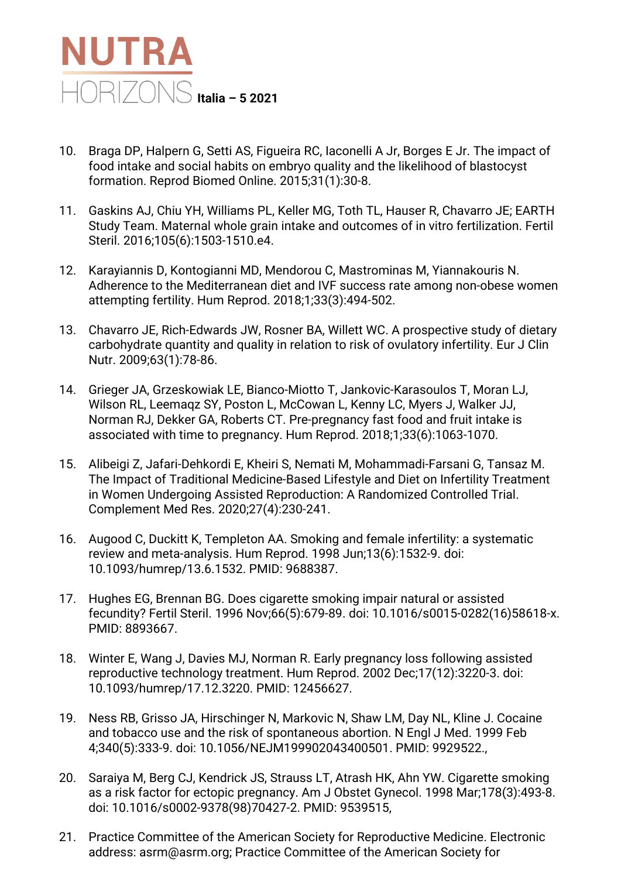10. Braga DP, Halpern G, Setti AS, Figueira RC, Iaconelli A Jr, Borges E Jr. The impact of food intake and social habits on embryo quality and the likelihood of blastocyst formation. Reprod Biomed Online. 2015;31(1):30-8.

11. Gaskins AJ, Chiu YH, Williams PL, Keller MG, Toth TL, Hauser R, Chavarro JE; EARTH Study Team. Maternal whole grain intake and outcomes of in vitro fertilization. Fertil Steril. 2016;105(6):1503-1510.e4.

12. Karayiannis D, Kontogianni MD, Mendorou C, Mastrominas M, Yiannakouris N. Adherence to the Mediterranean diet and IVF success rate among non-obese women attempting fertility. Hum Reprod. 2018;1;33(3):494-502.

13. Chavarro JE, Rich-Edwards JW, Rosner BA, Willett WC. A prospective study of dietary carbohydrate quantity and quality in relation to risk of ovulatory infertility. Eur J Clin Nutr. 2009;63(1):78-86.

14. Grieger JA, Grzeskowiak LE, Bianco-Miotto T, Jankovic-Karasoulos T, Moran LJ, Wilson RL, Leemaqz SY, Poston L, McCowan L, Kenny LC, Myers J, Walker JJ, Norman RJ, Dekker GA, Roberts CT. Pre-pregnancy fast food and fruit intake is associated with time to pregnancy. Hum Reprod. 2018;1;33(6):1063-1070.

15. Alibeigi Z, Jafari-Dehkordi E, Kheiri S, Nemati M, Mohammadi-Farsani G, Tansaz M. The Impact of Traditional Medicine-Based Lifestyle and Diet on Infertility Treatment in Women Undergoing Assisted Reproduction: A Randomized Controlled Trial. Complement Med Res. 2020;27(4):230-241.

16. Augood C, Duckitt K, Templeton AA. Smoking and female infertility: a systematic review and meta-analysis. Hum Reprod. 1998 Jun;13(6):1532-9. doi: 10.1093/humrep/13.6.1532. PMID: 9688387.

17. Hughes EG, Brennan BG. Does cigarette smoking impair natural or assisted fecundity? Fertil Steril. 1996 Nov;66(5):679-89. doi: 10.1016/s0015-0282(16)58618-x. PMID: 8893667.

18. Winter E, Wang J, Davies MJ, Norman R. Early pregnancy loss following assisted reproductive technology treatment. Hum Reprod. 2002 Dec;17(12):3220-3. doi: 10.1093/humrep/17.12.3220. PMID: 12456627.

19. Ness RB, Grisso JA, Hirschinger N, Markovic N, Shaw LM, Day NL, Kline J. Cocaine and tobacco use and the risk of spontaneous abortion. N Engl J Med. 1999 Feb 4;340(5):333-9. doi: 10.1056/NEJM199902043400501. PMID: 9929522.,

20. Saraiya M, Berg CJ, Kendrick JS, Strauss LT, Atrash HK, Ahn YW. Cigarette smoking as a risk factor for ectopic pregnancy. Am J Obstet Gynecol. 1998 Mar;178(3):493-8. doi: 10.1016/s0002-9378(98)70427-2. PMID: 9539515,

21. Practice Committee of the American Society for Reproductive Medicine. Electronic address: asrm@asrm.org; Practice Committee of the American Society for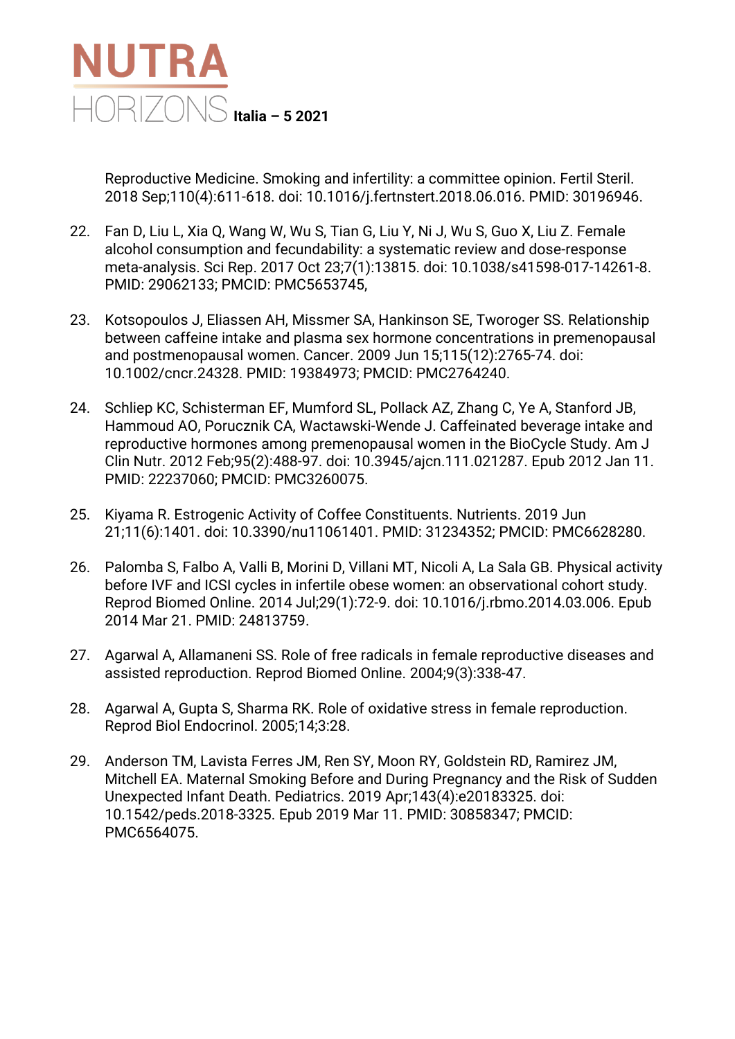Reproductive Medicine. Smoking and infertility: a committee opinion. Fertil Steril. 2018 Sep;110(4):611-618. doi: 10.1016/j.fertnstert.2018.06.016. PMID: 30196946.

22. Fan D, Liu L, Xia Q, Wang W, Wu S, Tian G, Liu Y, Ni J, Wu S, Guo X, Liu Z. Female alcohol consumption and fecundability: a systematic review and dose-response meta-analysis. Sci Rep. 2017 Oct 23;7(1):13815. doi: 10.1038/s41598-017-14261-8. PMID: 29062133; PMCID: PMC5653745,

23. Kotsopoulos J, Eliassen AH, Missmer SA, Hankinson SE, Tworoger SS. Relationship between caffeine intake and plasma sex hormone concentrations in premenopausal and postmenopausal women. Cancer. 2009 Jun 15;115(12):2765-74. doi: 10.1002/cncr.24328. PMID: 19384973; PMCID: PMC2764240.

24. Schliep KC, Schisterman EF, Mumford SL, Pollack AZ, Zhang C, Ye A, Stanford JB, Hammoud AO, Porucznik CA, Wactawski-Wende J. Caffeinated beverage intake and reproductive hormones among premenopausal women in the BioCycle Study. Am J Clin Nutr. 2012 Feb;95(2):488-97. doi: 10.3945/ajcn.111.021287. Epub 2012 Jan 11. PMID: 22237060; PMCID: PMC3260075.

25. Kiyama R. Estrogenic Activity of Coffee Constituents. Nutrients. 2019 Jun 21;11(6):1401. doi: 10.3390/nu11061401. PMID: 31234352; PMCID: PMC6628280.

26. Palomba S, Falbo A, Valli B, Morini D, Villani MT, Nicoli A, La Sala GB. Physical activity before IVF and ICSI cycles in infertile obese women: an observational cohort study. Reprod Biomed Online. 2014 Jul;29(1):72-9. doi: 10.1016/j.rbmo.2014.03.006. Epub 2014 Mar 21. PMID: 24813759.

27. Agarwal A, Allamaneni SS. Role of free radicals in female reproductive diseases and assisted reproduction. Reprod Biomed Online. 2004;9(3):338-47.

28. Agarwal A, Gupta S, Sharma RK. Role of oxidative stress in female reproduction. Reprod Biol Endocrinol. 2005;14;3:28.

29. Anderson TM, Lavista Ferres JM, Ren SY, Moon RY, Goldstein RD, Ramirez JM, Mitchell EA. Maternal Smoking Before and During Pregnancy and the Risk of Sudden Unexpected Infant Death. Pediatrics. 2019 Apr;143(4):e20183325. doi: 10.1542/peds.2018-3325. Epub 2019 Mar 11. PMID: 30858347; PMCID: PMC6564075.